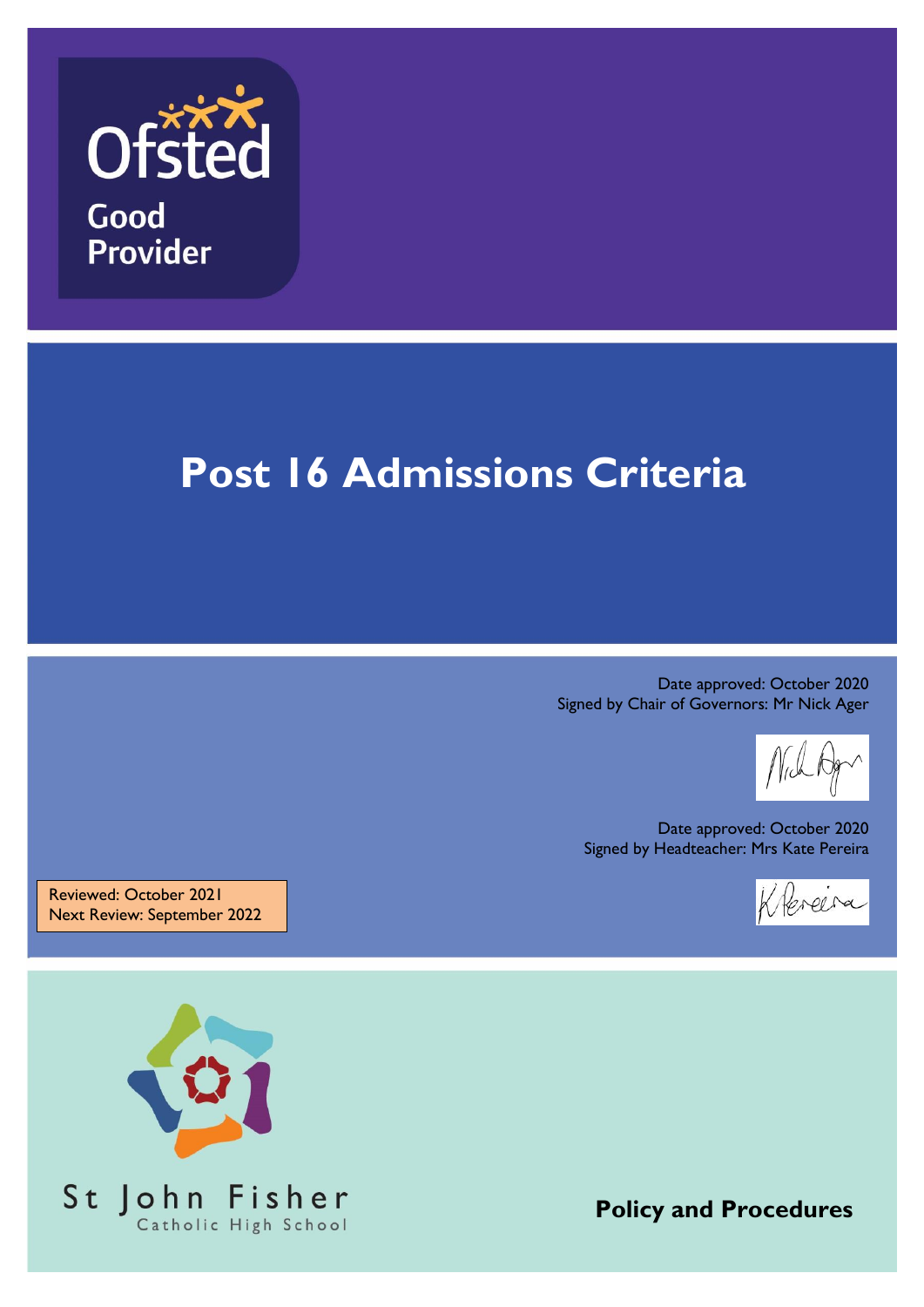Ofsted

Good Provider

# Post 16 Admissions Criteria

Date approved: October 2020
Signed by Chair of Governors: Mr Nick Ager

Date approved: October 2020
Signed by Headteacher: Mrs Kate Pereira

Reviewed: October 2021
Next Review: September 2022

St John Fisher
Catholic High School

**Policy and Procedures**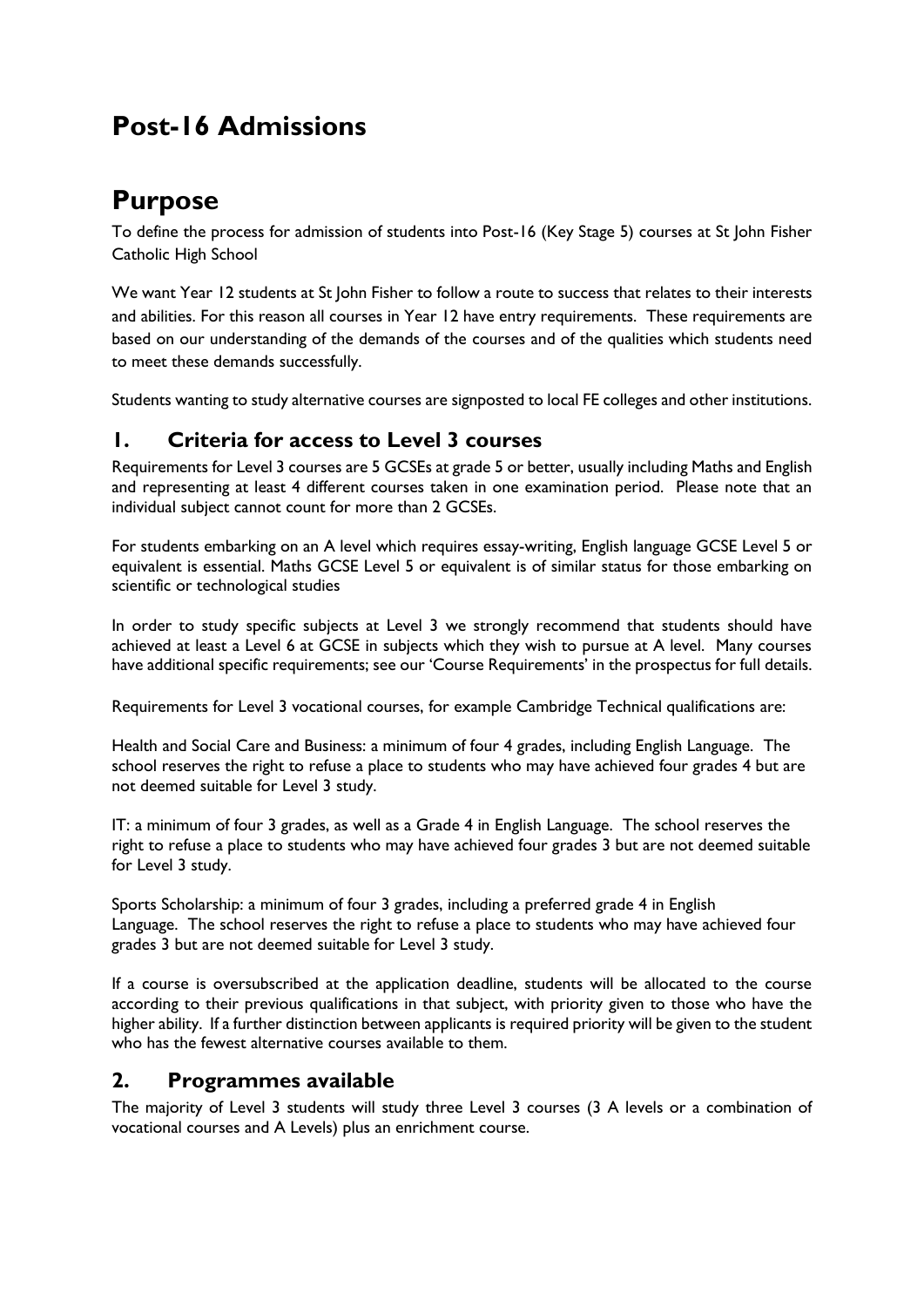# Post-16 Admissions

# Purpose

To define the process for admission of students into Post-16 (Key Stage 5) courses at St John Fisher Catholic High School

We want Year 12 students at St John Fisher to follow a route to success that relates to their interests and abilities. For this reason all courses in Year 12 have entry requirements. These requirements are based on our understanding of the demands of the courses and of the qualities which students need to meet these demands successfully.

Students wanting to study alternative courses are signposted to local FE colleges and other institutions.

## 1. Criteria for access to Level 3 courses

Requirements for Level 3 courses are 5 GCSEs at grade 5 or better, usually including Maths and English and representing at least 4 different courses taken in one examination period. Please note that an individual subject cannot count for more than 2 GCSEs.

For students embarking on an A level which requires essay-writing, English language GCSE Level 5 or equivalent is essential. Maths GCSE Level 5 or equivalent is of similar status for those embarking on scientific or technological studies

In order to study specific subjects at Level 3 we strongly recommend that students should have achieved at least a Level 6 at GCSE in subjects which they wish to pursue at A level. Many courses have additional specific requirements; see our 'Course Requirements' in the prospectus for full details.

Requirements for Level 3 vocational courses, for example Cambridge Technical qualifications are:

Health and Social Care and Business: a minimum of four 4 grades, including English Language. The school reserves the right to refuse a place to students who may have achieved four grades 4 but are not deemed suitable for Level 3 study.

IT: a minimum of four 3 grades, as well as a Grade 4 in English Language. The school reserves the right to refuse a place to students who may have achieved four grades 3 but are not deemed suitable for Level 3 study.

Sports Scholarship: a minimum of four 3 grades, including a preferred grade 4 in English Language. The school reserves the right to refuse a place to students who may have achieved four grades 3 but are not deemed suitable for Level 3 study.

If a course is oversubscribed at the application deadline, students will be allocated to the course according to their previous qualifications in that subject, with priority given to those who have the higher ability. If a further distinction between applicants is required priority will be given to the student who has the fewest alternative courses available to them.

## 2. Programmes available

The majority of Level 3 students will study three Level 3 courses (3 A levels or a combination of vocational courses and A Levels) plus an enrichment course.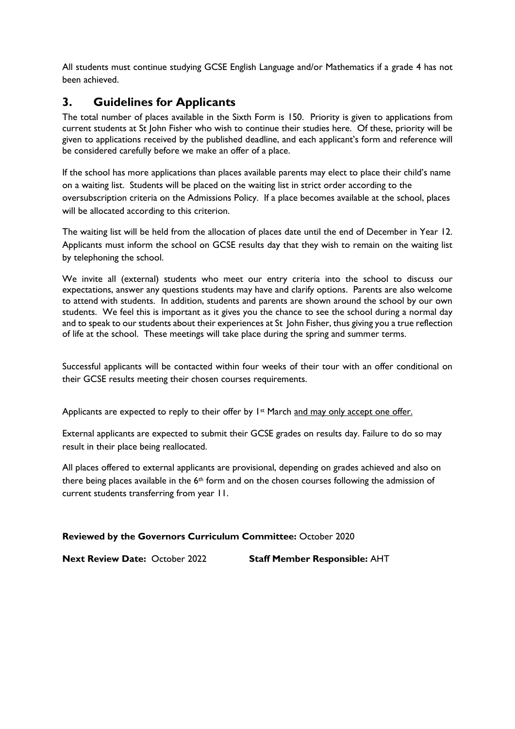All students must continue studying GCSE English Language and/or Mathematics if a grade 4 has not been achieved.

## 3. Guidelines for Applicants

The total number of places available in the Sixth Form is 150. Priority is given to applications from current students at St John Fisher who wish to continue their studies here. Of these, priority will be given to applications received by the published deadline, and each applicant's form and reference will be considered carefully before we make an offer of a place.

If the school has more applications than places available parents may elect to place their child's name on a waiting list. Students will be placed on the waiting list in strict order according to the oversubscription criteria on the Admissions Policy. If a place becomes available at the school, places will be allocated according to this criterion.

The waiting list will be held from the allocation of places date until the end of December in Year 12. Applicants must inform the school on GCSE results day that they wish to remain on the waiting list by telephoning the school.

We invite all (external) students who meet our entry criteria into the school to discuss our expectations, answer any questions students may have and clarify options. Parents are also welcome to attend with students. In addition, students and parents are shown around the school by our own students. We feel this is important as it gives you the chance to see the school during a normal day and to speak to our students about their experiences at St John Fisher, thus giving you a true reflection of life at the school. These meetings will take place during the spring and summer terms.

Successful applicants will be contacted within four weeks of their tour with an offer conditional on their GCSE results meeting their chosen courses requirements.

Applicants are expected to reply to their offer by 1st March and may only accept one offer.

External applicants are expected to submit their GCSE grades on results day. Failure to do so may result in their place being reallocated.

All places offered to external applicants are provisional, depending on grades achieved and also on there being places available in the 6th form and on the chosen courses following the admission of current students transferring from year 11.

**Reviewed by the Governors Curriculum Committee:** October 2020

**Next Review Date:** October 2022 **Staff Member Responsible:** AHT